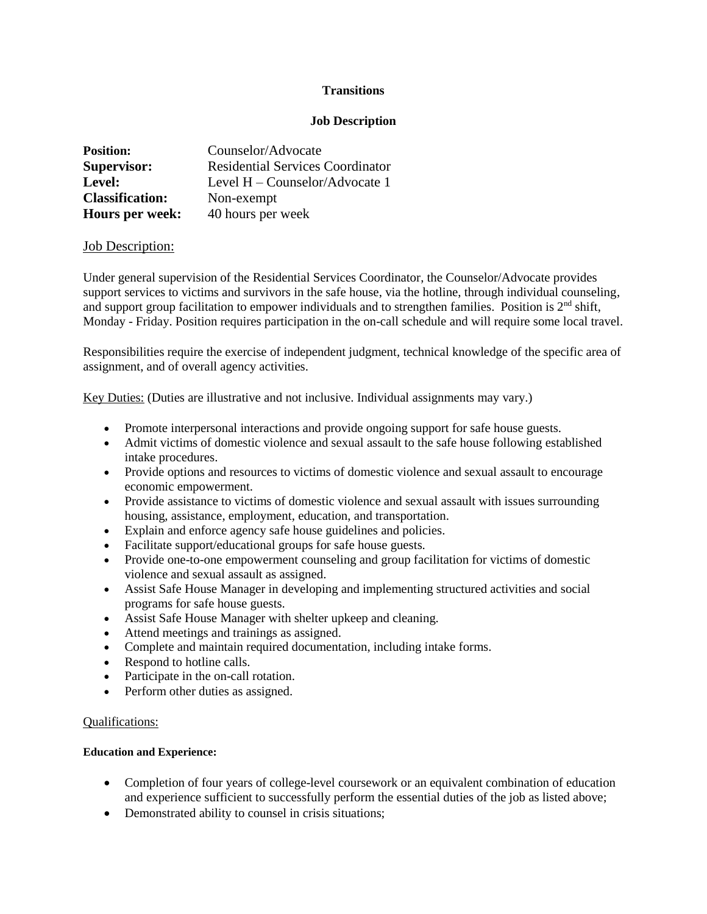**Transitions**

**Job Description**

**Position:** Counselor/Advocate
**Supervisor:** Residential Services Coordinator
**Level:** Level H – Counselor/Advocate 1
**Classification:** Non-exempt
**Hours per week:** 40 hours per week

## Job Description:

Under general supervision of the Residential Services Coordinator, the Counselor/Advocate provides support services to victims and survivors in the safe house, via the hotline, through individual counseling, and support group facilitation to empower individuals and to strengthen families. Position is 2nd shift, Monday - Friday. Position requires participation in the on-call schedule and will require some local travel.

Responsibilities require the exercise of independent judgment, technical knowledge of the specific area of assignment, and of overall agency activities.

Key Duties: (Duties are illustrative and not inclusive. Individual assignments may vary.)

- Promote interpersonal interactions and provide ongoing support for safe house guests.
- Admit victims of domestic violence and sexual assault to the safe house following established intake procedures.
- Provide options and resources to victims of domestic violence and sexual assault to encourage economic empowerment.
- Provide assistance to victims of domestic violence and sexual assault with issues surrounding housing, assistance, employment, education, and transportation.
- Explain and enforce agency safe house guidelines and policies.
- Facilitate support/educational groups for safe house guests.
- Provide one-to-one empowerment counseling and group facilitation for victims of domestic violence and sexual assault as assigned.
- Assist Safe House Manager in developing and implementing structured activities and social programs for safe house guests.
- Assist Safe House Manager with shelter upkeep and cleaning.
- Attend meetings and trainings as assigned.
- Complete and maintain required documentation, including intake forms.
- Respond to hotline calls.
- Participate in the on-call rotation.
- Perform other duties as assigned.

## Qualifications:

**Education and Experience:**

- Completion of four years of college-level coursework or an equivalent combination of education and experience sufficient to successfully perform the essential duties of the job as listed above;
- Demonstrated ability to counsel in crisis situations;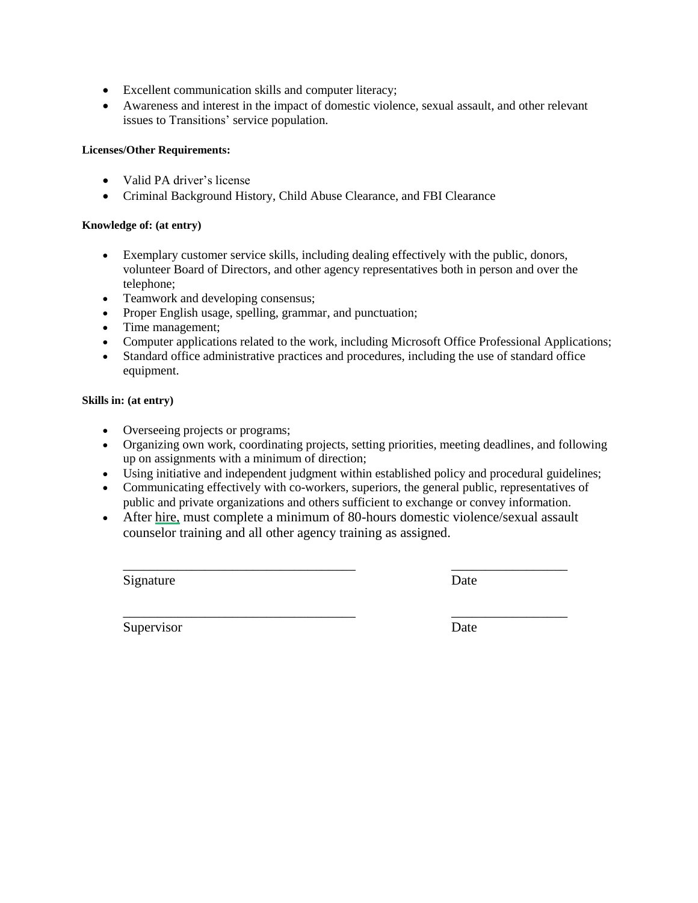- Excellent communication skills and computer literacy;
- Awareness and interest in the impact of domestic violence, sexual assault, and other relevant issues to Transitions' service population.

**Licenses/Other Requirements:**

- Valid PA driver's license
- Criminal Background History, Child Abuse Clearance, and FBI Clearance

**Knowledge of: (at entry)**

- Exemplary customer service skills, including dealing effectively with the public, donors, volunteer Board of Directors, and other agency representatives both in person and over the telephone;
- Teamwork and developing consensus;
- Proper English usage, spelling, grammar, and punctuation;
- Time management;
- Computer applications related to the work, including Microsoft Office Professional Applications;
- Standard office administrative practices and procedures, including the use of standard office equipment.

**Skills in: (at entry)**

- Overseeing projects or programs;
- Organizing own work, coordinating projects, setting priorities, meeting deadlines, and following up on assignments with a minimum of direction;
- Using initiative and independent judgment within established policy and procedural guidelines;
- Communicating effectively with co-workers, superiors, the general public, representatives of public and private organizations and others sufficient to exchange or convey information.
- After hire, must complete a minimum of 80-hours domestic violence/sexual assault counselor training and all other agency training as assigned.

\_\_\_\_\_\_\_\_\_\_\_\_\_\_\_\_\_\_\_\_\_\_\_\_\_\_\_\_\_\_\_\_\_\_ &nbsp;&nbsp;&nbsp;&nbsp; \_\_\_\_\_\_\_\_\_\_\_\_\_\_\_\_\_

Signature &nbsp;&nbsp;&nbsp;&nbsp; Date

\_\_\_\_\_\_\_\_\_\_\_\_\_\_\_\_\_\_\_\_\_\_\_\_\_\_\_\_\_\_\_\_\_\_ &nbsp;&nbsp;&nbsp;&nbsp; \_\_\_\_\_\_\_\_\_\_\_\_\_\_\_\_\_

Supervisor &nbsp;&nbsp;&nbsp;&nbsp; Date